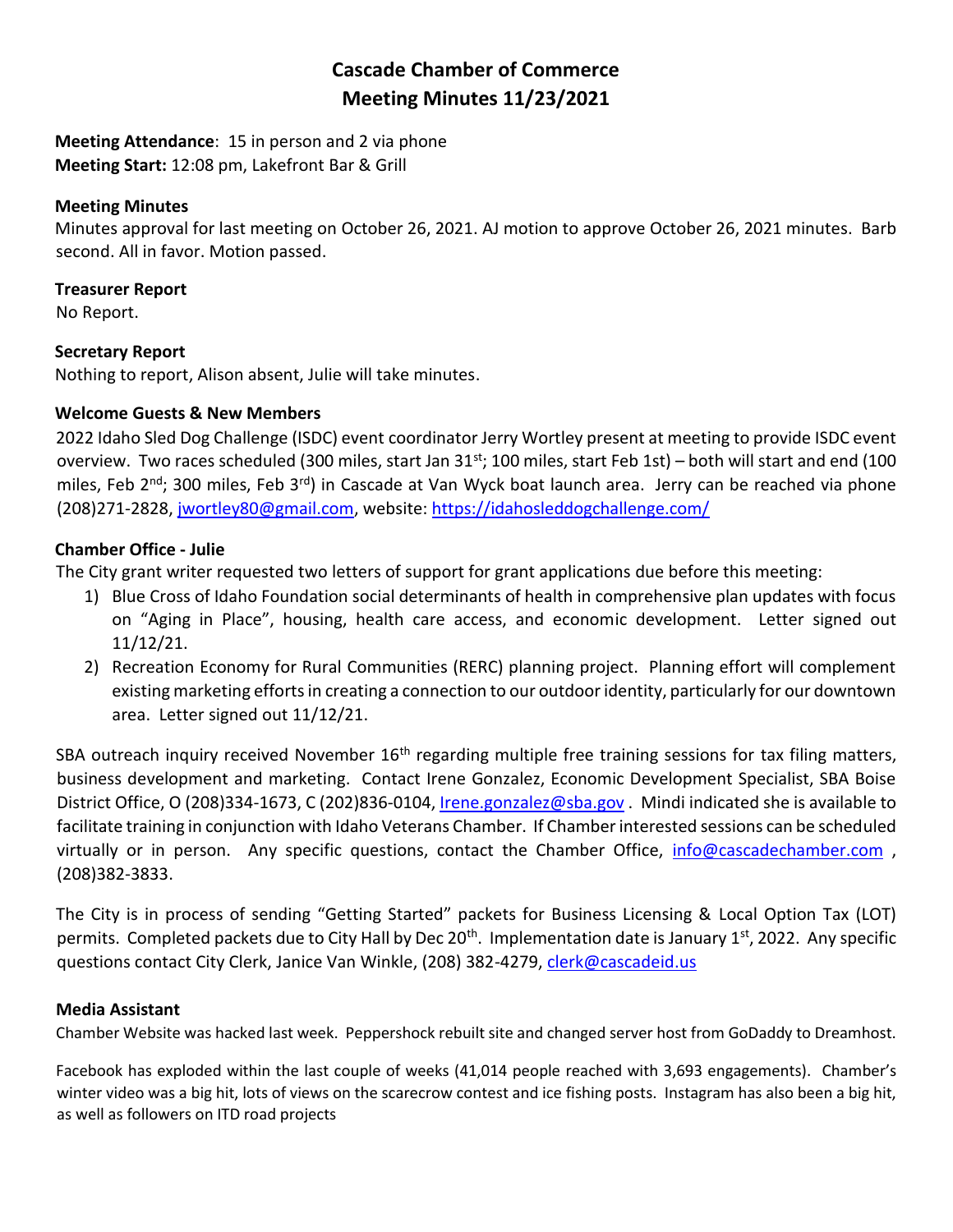# Cascade Chamber of Commerce
# Meeting Minutes 11/23/2021

**Meeting Attendance**: 15 in person and 2 via phone
**Meeting Start:** 12:08 pm, Lakefront Bar & Grill

**Meeting Minutes**
Minutes approval for last meeting on October 26, 2021. AJ motion to approve October 26, 2021 minutes. Barb second. All in favor. Motion passed.

**Treasurer Report**
No Report.

**Secretary Report**
Nothing to report, Alison absent, Julie will take minutes.

**Welcome Guests & New Members**
2022 Idaho Sled Dog Challenge (ISDC) event coordinator Jerry Wortley present at meeting to provide ISDC event overview. Two races scheduled (300 miles, start Jan 31st; 100 miles, start Feb 1st) – both will start and end (100 miles, Feb 2nd; 300 miles, Feb 3rd) in Cascade at Van Wyck boat launch area. Jerry can be reached via phone (208)271-2828, jwortley80@gmail.com, website: https://idahosleddogchallenge.com/

**Chamber Office - Julie**
The City grant writer requested two letters of support for grant applications due before this meeting:

1) Blue Cross of Idaho Foundation social determinants of health in comprehensive plan updates with focus on "Aging in Place", housing, health care access, and economic development. Letter signed out 11/12/21.
2) Recreation Economy for Rural Communities (RERC) planning project. Planning effort will complement existing marketing efforts in creating a connection to our outdoor identity, particularly for our downtown area. Letter signed out 11/12/21.

SBA outreach inquiry received November 16th regarding multiple free training sessions for tax filing matters, business development and marketing. Contact Irene Gonzalez, Economic Development Specialist, SBA Boise District Office, O (208)334-1673, C (202)836-0104, Irene.gonzalez@sba.gov . Mindi indicated she is available to facilitate training in conjunction with Idaho Veterans Chamber. If Chamber interested sessions can be scheduled virtually or in person. Any specific questions, contact the Chamber Office, info@cascadechamber.com , (208)382-3833.

The City is in process of sending "Getting Started" packets for Business Licensing & Local Option Tax (LOT) permits. Completed packets due to City Hall by Dec 20th. Implementation date is January 1st, 2022. Any specific questions contact City Clerk, Janice Van Winkle, (208) 382-4279, clerk@cascadeid.us

**Media Assistant**
Chamber Website was hacked last week. Peppershock rebuilt site and changed server host from GoDaddy to Dreamhost.

Facebook has exploded within the last couple of weeks (41,014 people reached with 3,693 engagements). Chamber's winter video was a big hit, lots of views on the scarecrow contest and ice fishing posts. Instagram has also been a big hit, as well as followers on ITD road projects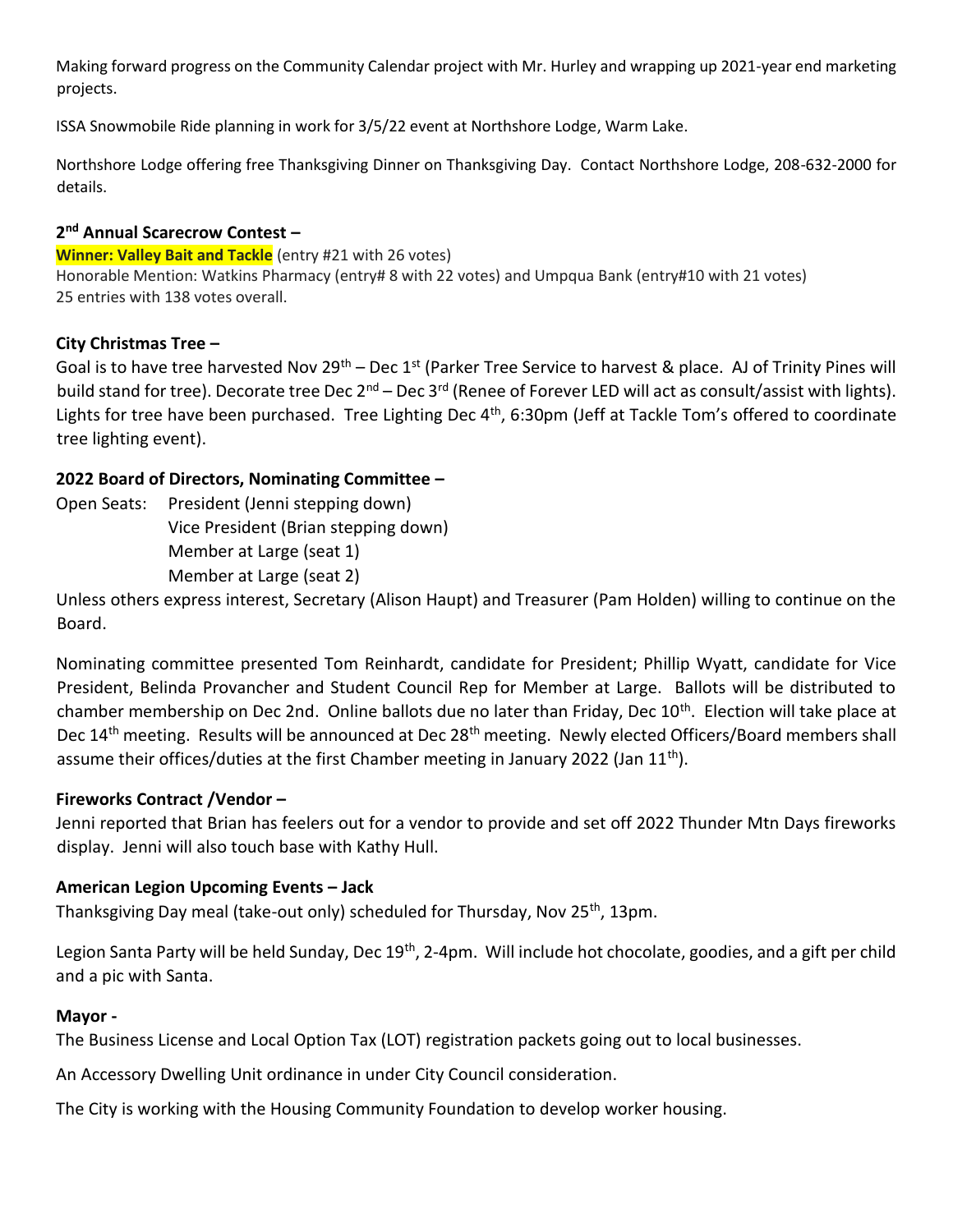Making forward progress on the Community Calendar project with Mr. Hurley and wrapping up 2021-year end marketing projects.

ISSA Snowmobile Ride planning in work for 3/5/22 event at Northshore Lodge, Warm Lake.

Northshore Lodge offering free Thanksgiving Dinner on Thanksgiving Day. Contact Northshore Lodge, 208-632-2000 for details.

**2nd Annual Scarecrow Contest –**

**Winner: Valley Bait and Tackle** (entry #21 with 26 votes)
Honorable Mention: Watkins Pharmacy (entry# 8 with 22 votes) and Umpqua Bank (entry#10 with 21 votes)
25 entries with 138 votes overall.

**City Christmas Tree –**

Goal is to have tree harvested Nov 29th – Dec 1st (Parker Tree Service to harvest & place. AJ of Trinity Pines will build stand for tree). Decorate tree Dec 2nd – Dec 3rd (Renee of Forever LED will act as consult/assist with lights). Lights for tree have been purchased. Tree Lighting Dec 4th, 6:30pm (Jeff at Tackle Tom's offered to coordinate tree lighting event).

**2022 Board of Directors, Nominating Committee –**

Open Seats: President (Jenni stepping down)
Vice President (Brian stepping down)
Member at Large (seat 1)
Member at Large (seat 2)

Unless others express interest, Secretary (Alison Haupt) and Treasurer (Pam Holden) willing to continue on the Board.

Nominating committee presented Tom Reinhardt, candidate for President; Phillip Wyatt, candidate for Vice President, Belinda Provancher and Student Council Rep for Member at Large. Ballots will be distributed to chamber membership on Dec 2nd. Online ballots due no later than Friday, Dec 10th. Election will take place at Dec 14th meeting. Results will be announced at Dec 28th meeting. Newly elected Officers/Board members shall assume their offices/duties at the first Chamber meeting in January 2022 (Jan 11th).

**Fireworks Contract /Vendor –**

Jenni reported that Brian has feelers out for a vendor to provide and set off 2022 Thunder Mtn Days fireworks display. Jenni will also touch base with Kathy Hull.

**American Legion Upcoming Events – Jack**

Thanksgiving Day meal (take-out only) scheduled for Thursday, Nov 25th, 13pm.

Legion Santa Party will be held Sunday, Dec 19th, 2-4pm. Will include hot chocolate, goodies, and a gift per child and a pic with Santa.

**Mayor -**

The Business License and Local Option Tax (LOT) registration packets going out to local businesses.

An Accessory Dwelling Unit ordinance in under City Council consideration.

The City is working with the Housing Community Foundation to develop worker housing.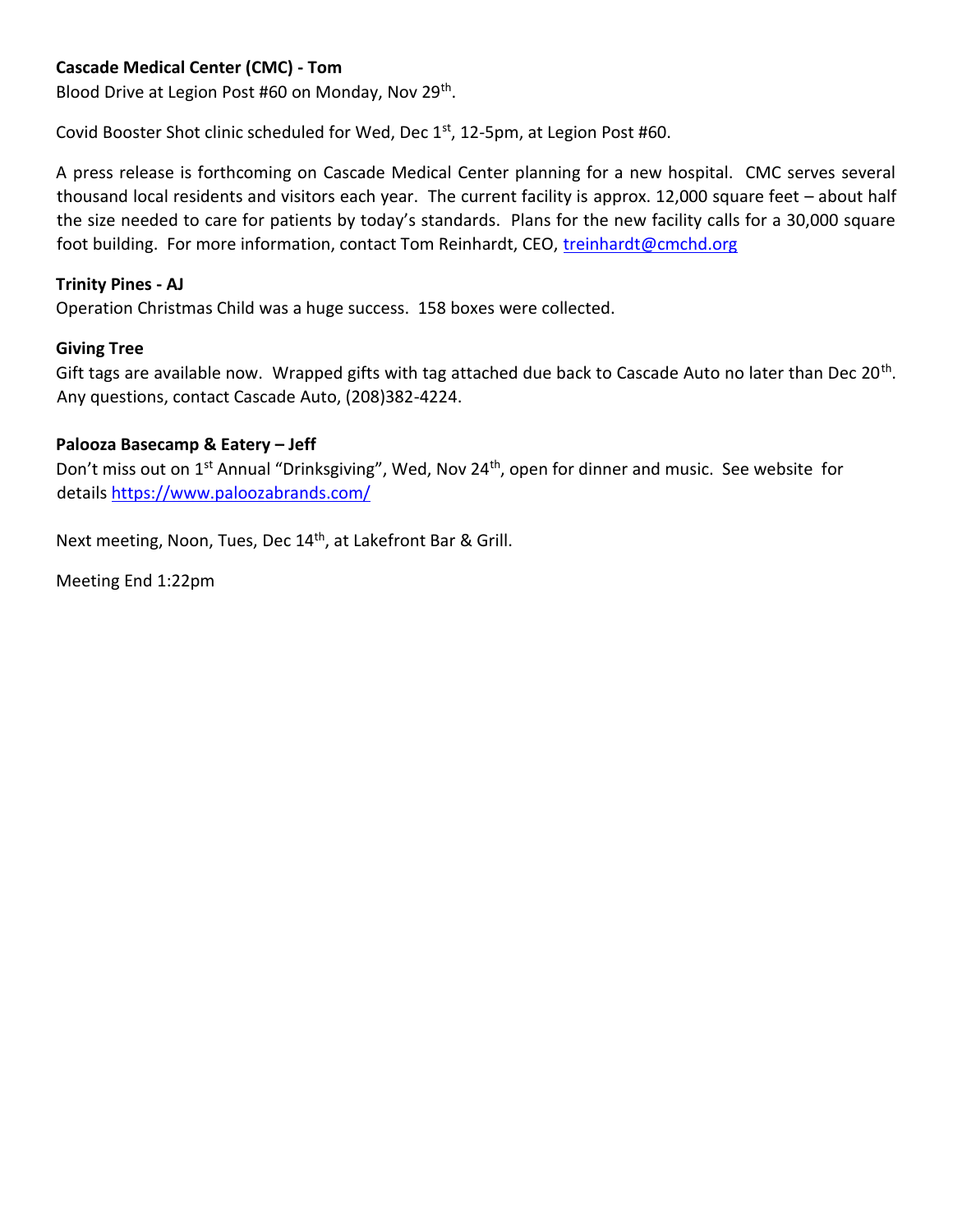**Cascade Medical Center (CMC) - Tom**

Blood Drive at Legion Post #60 on Monday, Nov 29th.

Covid Booster Shot clinic scheduled for Wed, Dec 1st, 12-5pm, at Legion Post #60.

A press release is forthcoming on Cascade Medical Center planning for a new hospital. CMC serves several thousand local residents and visitors each year. The current facility is approx. 12,000 square feet – about half the size needed to care for patients by today's standards. Plans for the new facility calls for a 30,000 square foot building. For more information, contact Tom Reinhardt, CEO, treinhardt@cmchd.org

**Trinity Pines - AJ**

Operation Christmas Child was a huge success. 158 boxes were collected.

**Giving Tree**

Gift tags are available now. Wrapped gifts with tag attached due back to Cascade Auto no later than Dec 20th. Any questions, contact Cascade Auto, (208)382-4224.

**Palooza Basecamp & Eatery – Jeff**

Don't miss out on 1st Annual "Drinksgiving", Wed, Nov 24th, open for dinner and music. See website for details https://www.paloozabrands.com/

Next meeting, Noon, Tues, Dec 14th, at Lakefront Bar & Grill.

Meeting End 1:22pm